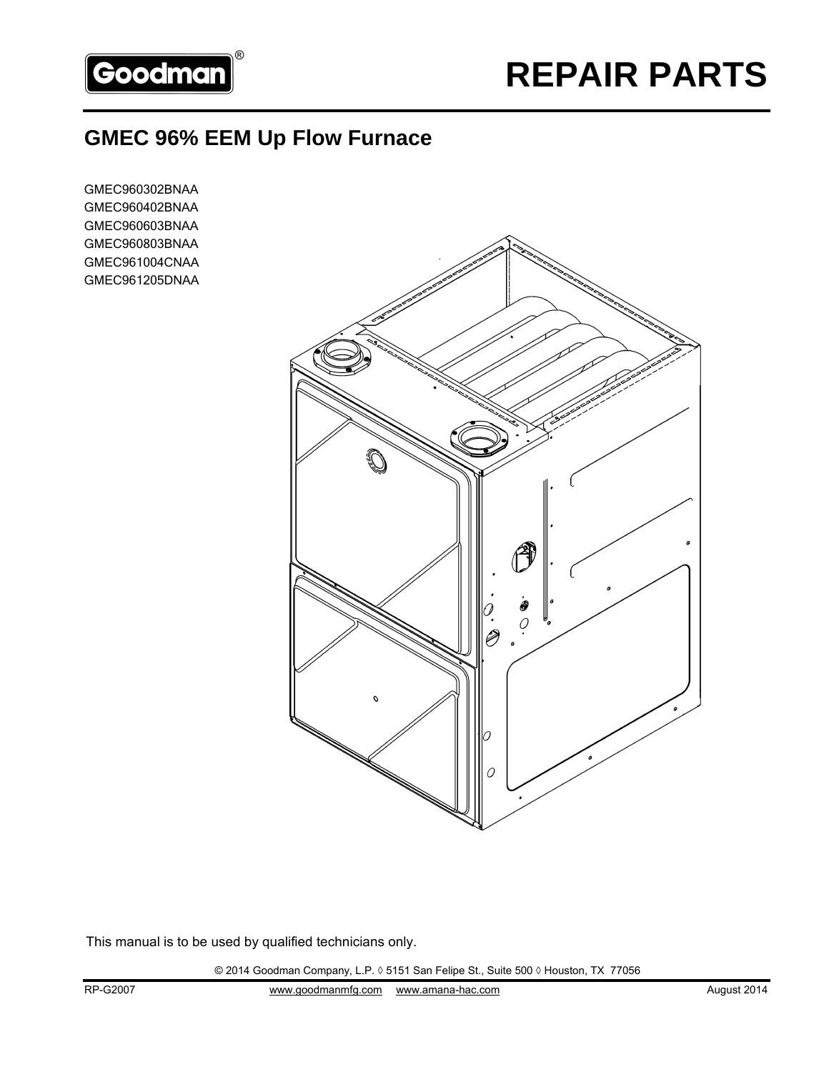Goodman®

# REPAIR PARTS

## GMEC 96% EEM Up Flow Furnace

GMEC960302BNAA
GMEC960402BNAA
GMEC960603BNAA
GMEC960803BNAA
GMEC961004CNAA
GMEC961205DNAA

This manual is to be used by qualified technicians only.

© 2014 Goodman Company, L.P. ◊ 5151 San Felipe St., Suite 500 ◊ Houston, TX 77056

RP-G2007 www.goodmanmfg.com www.amana-hac.com August 2014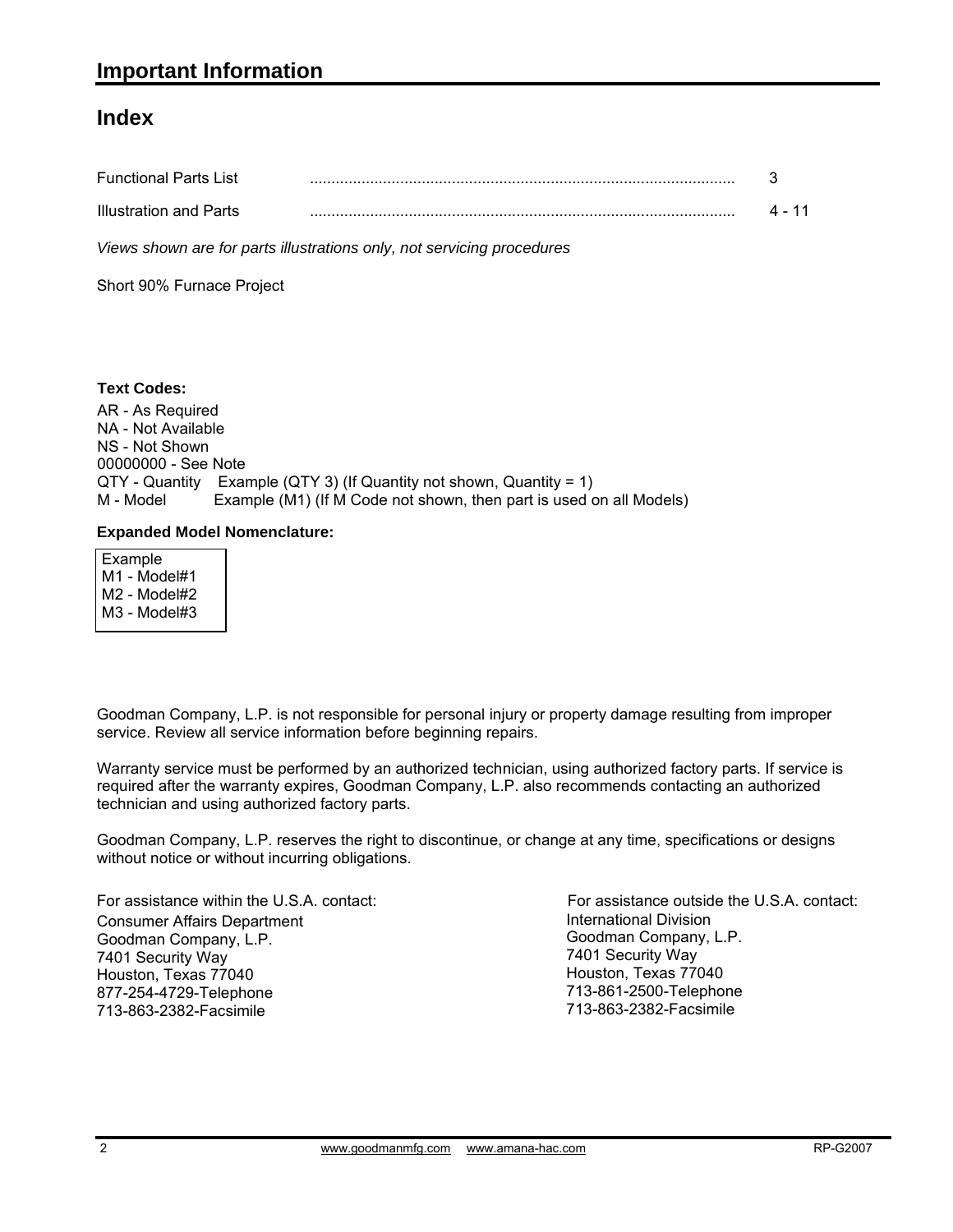# Important Information

## Index

| | | |
|---|---|---|
| Functional Parts List | .................................................................................................. | 3 |
| Illustration and Parts | .................................................................................................. | 4 - 11 |

*Views shown are for parts illustrations only, not servicing procedures*

Short 90% Furnace Project

**Text Codes:**

AR - As Required
NA - Not Available
NS - Not Shown
00000000 - See Note
QTY - Quantity    Example (QTY 3) (If Quantity not shown, Quantity = 1)
M - Model    Example (M1) (If M Code not shown, then part is used on all Models)

**Expanded Model Nomenclature:**

Example
M1 - Model#1
M2 - Model#2
M3 - Model#3

Goodman Company, L.P. is not responsible for personal injury or property damage resulting from improper service. Review all service information before beginning repairs.

Warranty service must be performed by an authorized technician, using authorized factory parts. If service is required after the warranty expires, Goodman Company, L.P. also recommends contacting an authorized technician and using authorized factory parts.

Goodman Company, L.P. reserves the right to discontinue, or change at any time, specifications or designs without notice or without incurring obligations.

For assistance within the U.S.A. contact:
Consumer Affairs Department
Goodman Company, L.P.
7401 Security Way
Houston, Texas 77040
877-254-4729-Telephone
713-863-2382-Facsimile

For assistance outside the U.S.A. contact:
International Division
Goodman Company, L.P.
7401 Security Way
Houston, Texas 77040
713-861-2500-Telephone
713-863-2382-Facsimile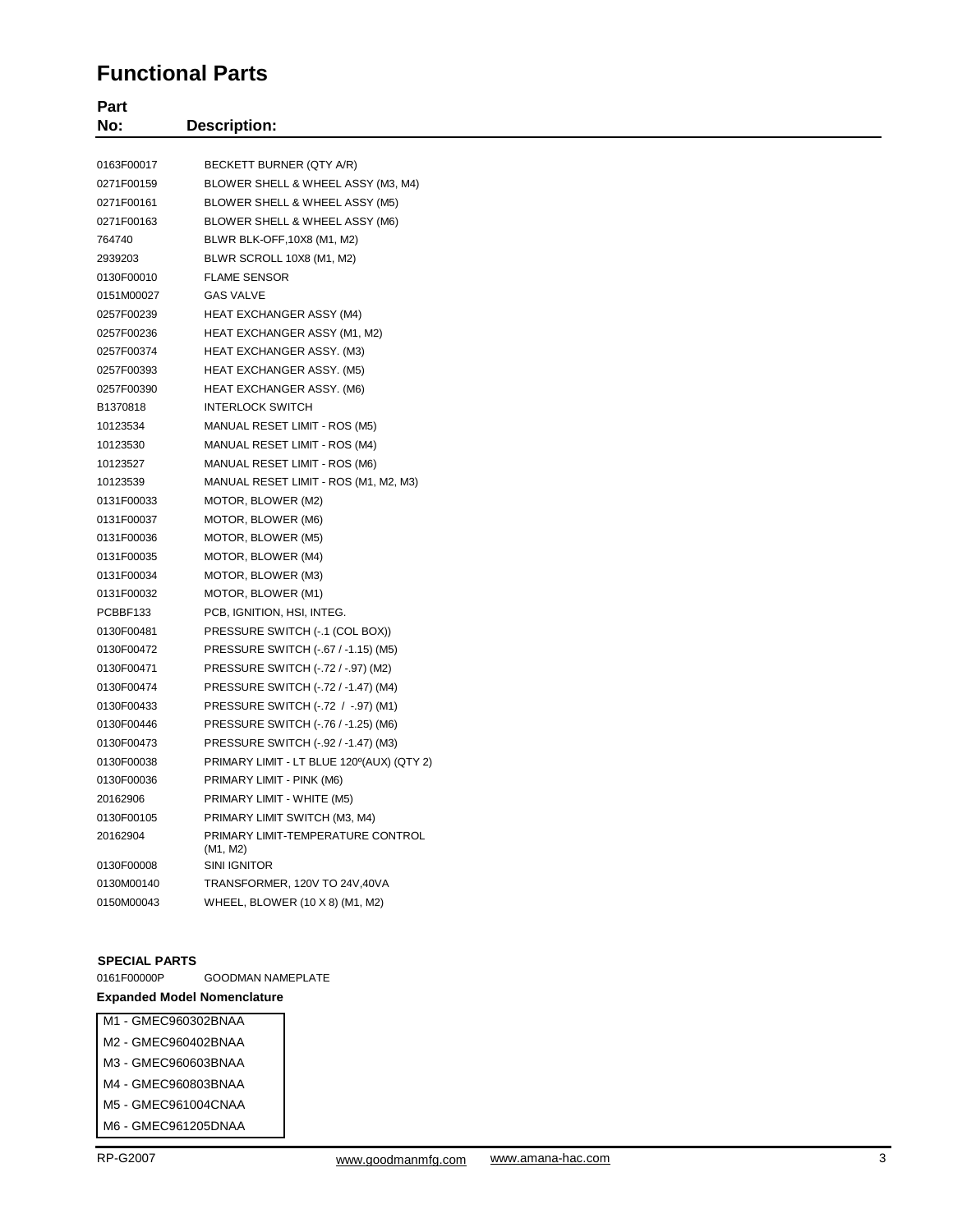# Functional Parts

| Part No: | Description: |
|---|---|
| 0163F00017 | BECKETT BURNER (QTY A/R) |
| 0271F00159 | BLOWER SHELL & WHEEL ASSY (M3, M4) |
| 0271F00161 | BLOWER SHELL & WHEEL ASSY (M5) |
| 0271F00163 | BLOWER SHELL & WHEEL ASSY (M6) |
| 764740 | BLWR BLK-OFF,10X8 (M1, M2) |
| 2939203 | BLWR SCROLL 10X8 (M1, M2) |
| 0130F00010 | FLAME SENSOR |
| 0151M00027 | GAS VALVE |
| 0257F00239 | HEAT EXCHANGER ASSY (M4) |
| 0257F00236 | HEAT EXCHANGER ASSY (M1, M2) |
| 0257F00374 | HEAT EXCHANGER ASSY. (M3) |
| 0257F00393 | HEAT EXCHANGER ASSY. (M5) |
| 0257F00390 | HEAT EXCHANGER ASSY. (M6) |
| B1370818 | INTERLOCK SWITCH |
| 10123534 | MANUAL RESET LIMIT - ROS (M5) |
| 10123530 | MANUAL RESET LIMIT - ROS (M4) |
| 10123527 | MANUAL RESET LIMIT - ROS (M6) |
| 10123539 | MANUAL RESET LIMIT - ROS (M1, M2, M3) |
| 0131F00033 | MOTOR, BLOWER (M2) |
| 0131F00037 | MOTOR, BLOWER (M6) |
| 0131F00036 | MOTOR, BLOWER (M5) |
| 0131F00035 | MOTOR, BLOWER (M4) |
| 0131F00034 | MOTOR, BLOWER (M3) |
| 0131F00032 | MOTOR, BLOWER (M1) |
| PCBBF133 | PCB, IGNITION, HSI, INTEG. |
| 0130F00481 | PRESSURE SWITCH (-.1 (COL BOX)) |
| 0130F00472 | PRESSURE SWITCH (-.67 / -1.15) (M5) |
| 0130F00471 | PRESSURE SWITCH (-.72 / -.97) (M2) |
| 0130F00474 | PRESSURE SWITCH (-.72 / -1.47) (M4) |
| 0130F00433 | PRESSURE SWITCH (-.72 / -.97) (M1) |
| 0130F00446 | PRESSURE SWITCH (-.76 / -1.25) (M6) |
| 0130F00473 | PRESSURE SWITCH (-.92 / -1.47) (M3) |
| 0130F00038 | PRIMARY LIMIT - LT BLUE 120º(AUX) (QTY 2) |
| 0130F00036 | PRIMARY LIMIT - PINK (M6) |
| 20162906 | PRIMARY LIMIT - WHITE (M5) |
| 0130F00105 | PRIMARY LIMIT SWITCH (M3, M4) |
| 20162904 | PRIMARY LIMIT-TEMPERATURE CONTROL (M1, M2) |
| 0130F00008 | SINI IGNITOR |
| 0130M00140 | TRANSFORMER, 120V TO 24V,40VA |
| 0150M00043 | WHEEL, BLOWER (10 X 8) (M1, M2) |

**SPECIAL PARTS**

0161F00000P GOODMAN NAMEPLATE

**Expanded Model Nomenclature**

| |
|---|
| M1 - GMEC960302BNAA |
| M2 - GMEC960402BNAA |
| M3 - GMEC960603BNAA |
| M4 - GMEC960803BNAA |
| M5 - GMEC961004CNAA |
| M6 - GMEC961205DNAA |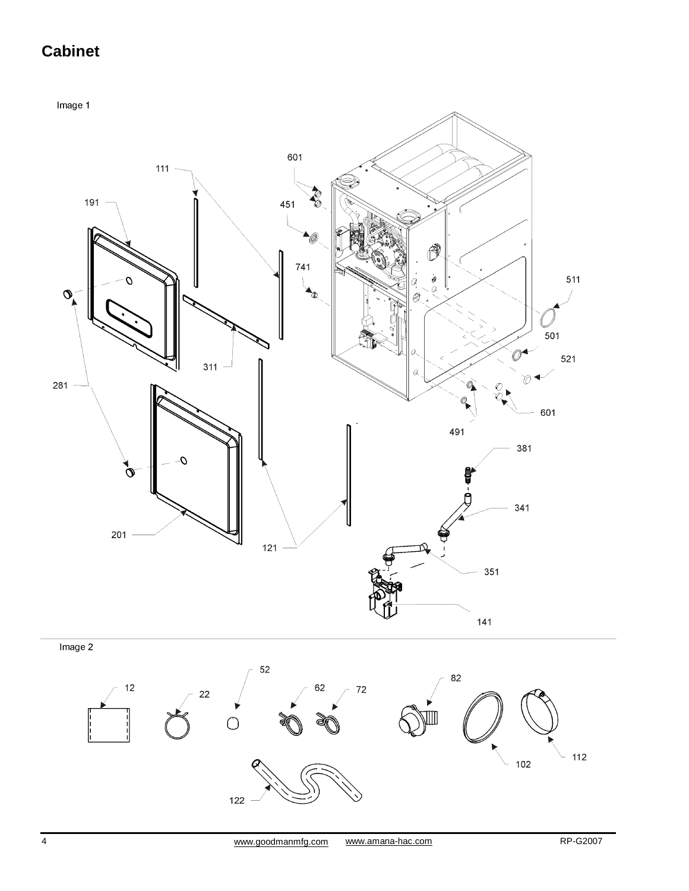# Cabinet

Image 1

601
111
191
451
741
511
501
521
311
281
601
491
381
341
201
121
351
141

Image 2

52
12
22
62
72
82
102
112
122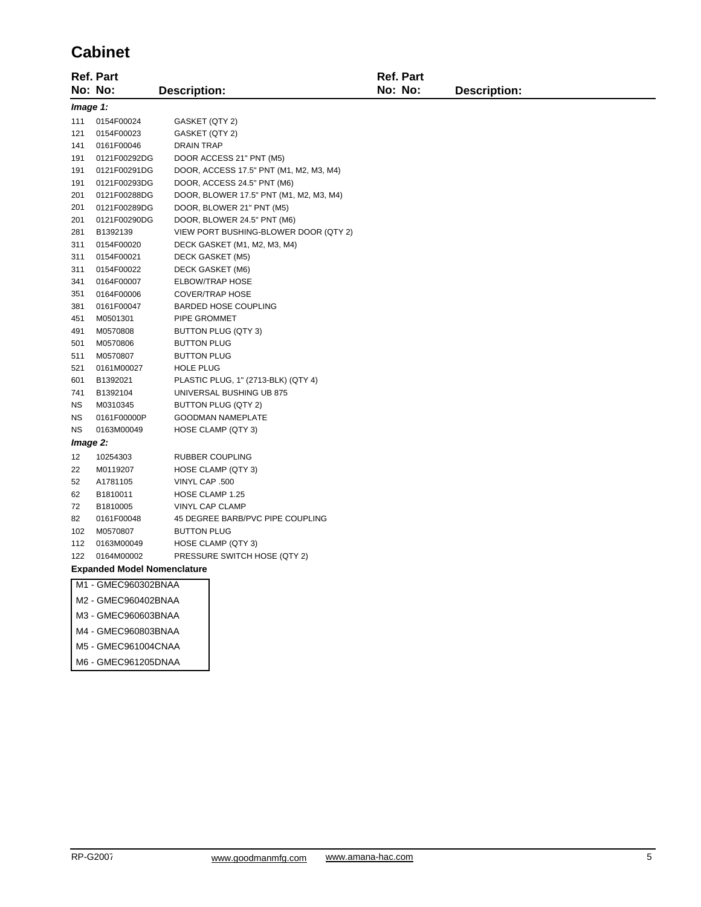# Cabinet

| Ref. No: | Part No: | Description: |
|---|---|---|
| ***Image 1:*** | | |
| 111 | 0154F00024 | GASKET (QTY 2) |
| 121 | 0154F00023 | GASKET (QTY 2) |
| 141 | 0161F00046 | DRAIN TRAP |
| 191 | 0121F00292DG | DOOR ACCESS 21" PNT (M5) |
| 191 | 0121F00291DG | DOOR, ACCESS 17.5" PNT (M1, M2, M3, M4) |
| 191 | 0121F00293DG | DOOR, ACCESS 24.5" PNT (M6) |
| 201 | 0121F00288DG | DOOR, BLOWER 17.5" PNT (M1, M2, M3, M4) |
| 201 | 0121F00289DG | DOOR, BLOWER 21" PNT (M5) |
| 201 | 0121F00290DG | DOOR, BLOWER 24.5" PNT (M6) |
| 281 | B1392139 | VIEW PORT BUSHING-BLOWER DOOR (QTY 2) |
| 311 | 0154F00020 | DECK GASKET (M1, M2, M3, M4) |
| 311 | 0154F00021 | DECK GASKET (M5) |
| 311 | 0154F00022 | DECK GASKET (M6) |
| 341 | 0164F00007 | ELBOW/TRAP HOSE |
| 351 | 0164F00006 | COVER/TRAP HOSE |
| 381 | 0161F00047 | BARDED HOSE COUPLING |
| 451 | M0501301 | PIPE GROMMET |
| 491 | M0570808 | BUTTON PLUG (QTY 3) |
| 501 | M0570806 | BUTTON PLUG |
| 511 | M0570807 | BUTTON PLUG |
| 521 | 0161M00027 | HOLE PLUG |
| 601 | B1392021 | PLASTIC PLUG, 1" (2713-BLK) (QTY 4) |
| 741 | B1392104 | UNIVERSAL BUSHING UB 875 |
| NS | M0310345 | BUTTON PLUG (QTY 2) |
| NS | 0161F00000P | GOODMAN NAMEPLATE |
| NS | 0163M00049 | HOSE CLAMP (QTY 3) |
| ***Image 2:*** | | |
| 12 | 10254303 | RUBBER COUPLING |
| 22 | M0119207 | HOSE CLAMP (QTY 3) |
| 52 | A1781105 | VINYL CAP .500 |
| 62 | B1810011 | HOSE CLAMP 1.25 |
| 72 | B1810005 | VINYL CAP CLAMP |
| 82 | 0161F00048 | 45 DEGREE BARB/PVC PIPE COUPLING |
| 102 | M0570807 | BUTTON PLUG |
| 112 | 0163M00049 | HOSE CLAMP (QTY 3) |
| 122 | 0164M00002 | PRESSURE SWITCH HOSE (QTY 2) |

**Expanded Model Nomenclature**

| |
|---|
| M1 - GMEC960302BNAA |
| M2 - GMEC960402BNAA |
| M3 - GMEC960603BNAA |
| M4 - GMEC960803BNAA |
| M5 - GMEC961004CNAA |
| M6 - GMEC961205DNAA |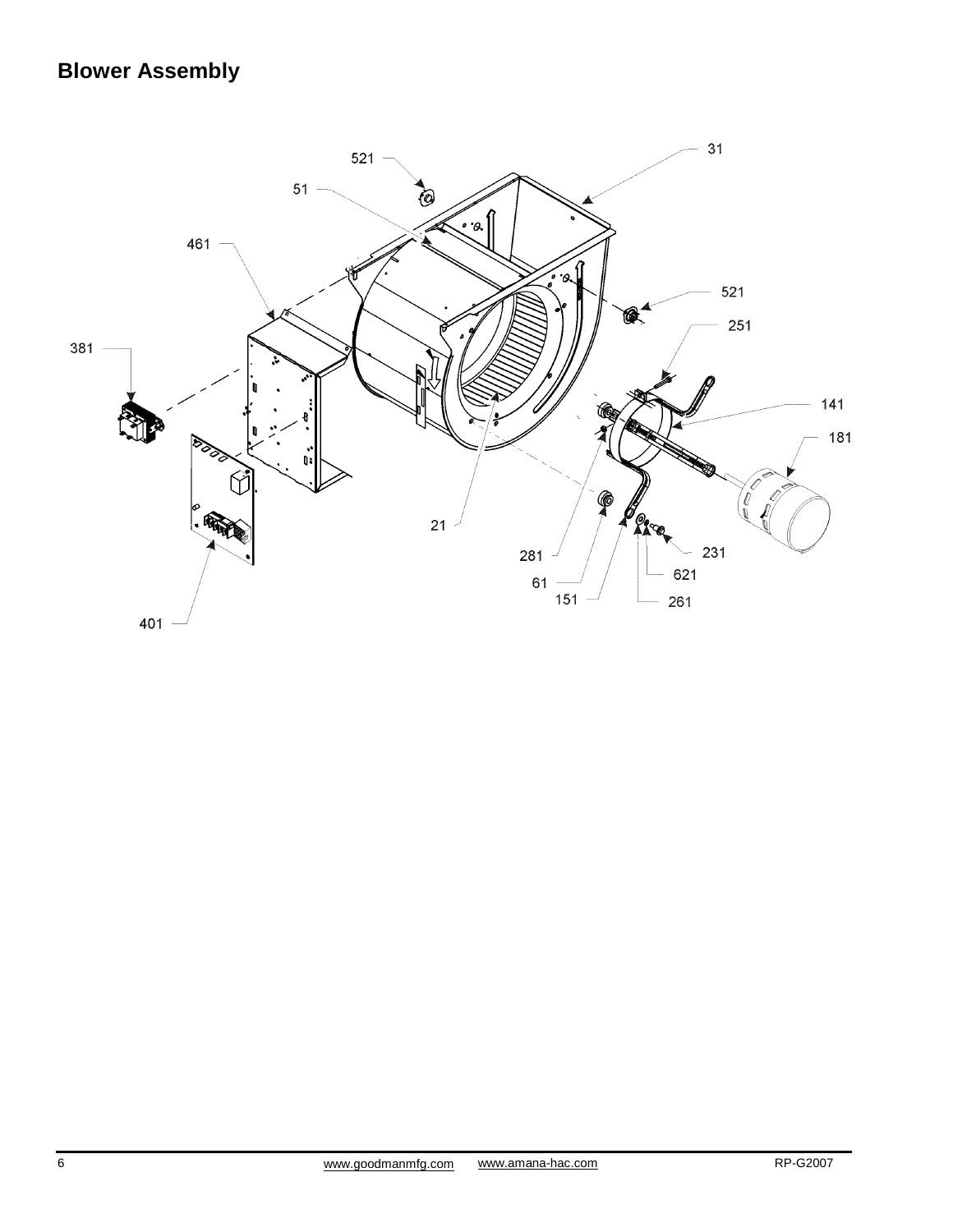# Blower Assembly

521
51
31
461
521
251
381
141
181
21
231
281
621
61
151
261
401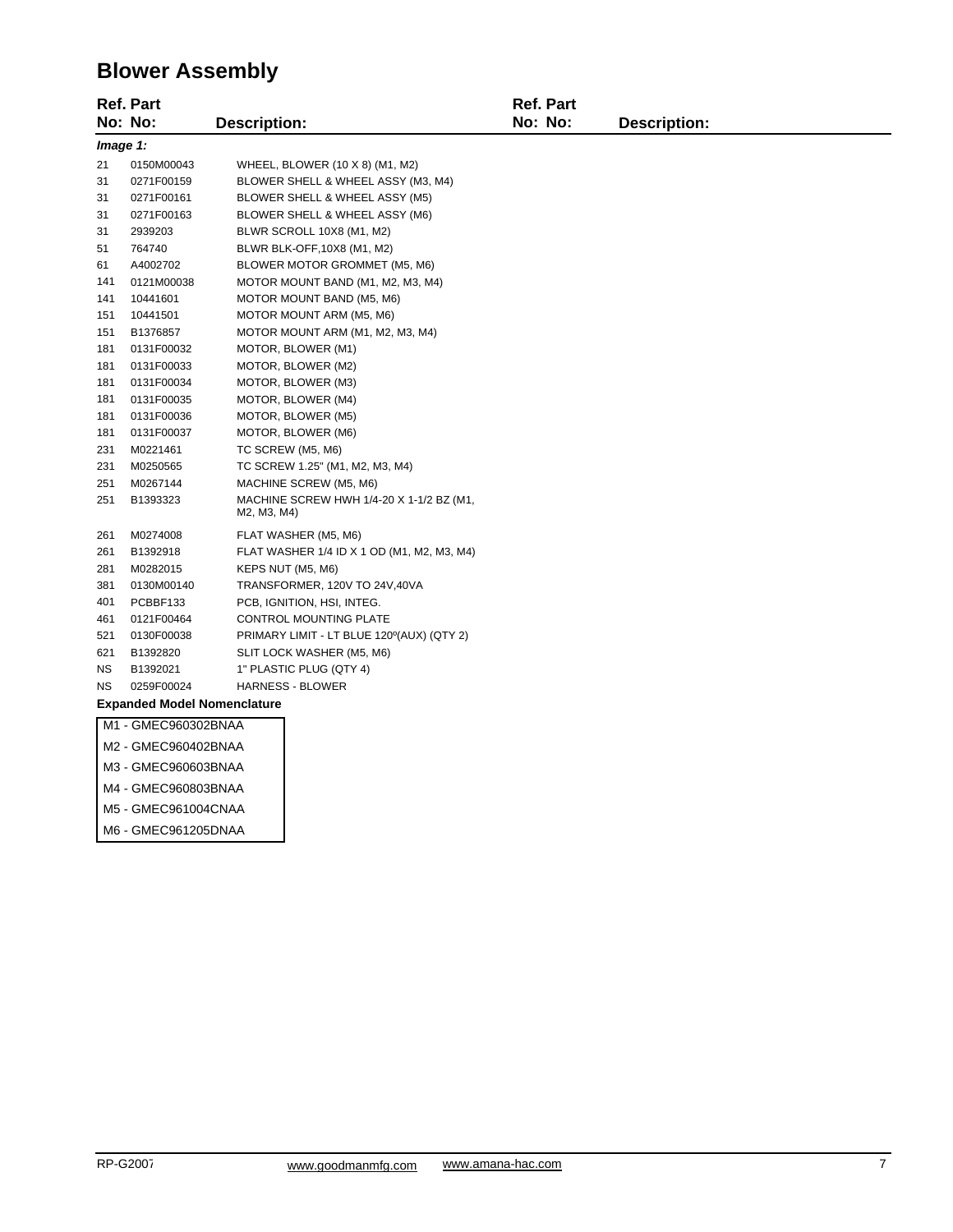# Blower Assembly

| Ref. No: | Part No: | Description: |
|---|---|---|
| ***Image 1:*** | | |
| 21 | 0150M00043 | WHEEL, BLOWER (10 X 8) (M1, M2) |
| 31 | 0271F00159 | BLOWER SHELL & WHEEL ASSY (M3, M4) |
| 31 | 0271F00161 | BLOWER SHELL & WHEEL ASSY (M5) |
| 31 | 0271F00163 | BLOWER SHELL & WHEEL ASSY (M6) |
| 31 | 2939203 | BLWR SCROLL 10X8 (M1, M2) |
| 51 | 764740 | BLWR BLK-OFF,10X8 (M1, M2) |
| 61 | A4002702 | BLOWER MOTOR GROMMET (M5, M6) |
| 141 | 0121M00038 | MOTOR MOUNT BAND (M1, M2, M3, M4) |
| 141 | 10441601 | MOTOR MOUNT BAND (M5, M6) |
| 151 | 10441501 | MOTOR MOUNT ARM (M5, M6) |
| 151 | B1376857 | MOTOR MOUNT ARM (M1, M2, M3, M4) |
| 181 | 0131F00032 | MOTOR, BLOWER (M1) |
| 181 | 0131F00033 | MOTOR, BLOWER (M2) |
| 181 | 0131F00034 | MOTOR, BLOWER (M3) |
| 181 | 0131F00035 | MOTOR, BLOWER (M4) |
| 181 | 0131F00036 | MOTOR, BLOWER (M5) |
| 181 | 0131F00037 | MOTOR, BLOWER (M6) |
| 231 | M0221461 | TC SCREW (M5, M6) |
| 231 | M0250565 | TC SCREW 1.25" (M1, M2, M3, M4) |
| 251 | M0267144 | MACHINE SCREW (M5, M6) |
| 251 | B1393323 | MACHINE SCREW HWH 1/4-20 X 1-1/2 BZ (M1, M2, M3, M4) |
| 261 | M0274008 | FLAT WASHER (M5, M6) |
| 261 | B1392918 | FLAT WASHER 1/4 ID X 1 OD (M1, M2, M3, M4) |
| 281 | M0282015 | KEPS NUT (M5, M6) |
| 381 | 0130M00140 | TRANSFORMER, 120V TO 24V,40VA |
| 401 | PCBBF133 | PCB, IGNITION, HSI, INTEG. |
| 461 | 0121F00464 | CONTROL MOUNTING PLATE |
| 521 | 0130F00038 | PRIMARY LIMIT - LT BLUE 120º(AUX) (QTY 2) |
| 621 | B1392820 | SLIT LOCK WASHER (M5, M6) |
| NS | B1392021 | 1" PLASTIC PLUG (QTY 4) |
| NS | 0259F00024 | HARNESS - BLOWER |

**Expanded Model Nomenclature**

| |
|---|
| M1 - GMEC960302BNAA |
| M2 - GMEC960402BNAA |
| M3 - GMEC960603BNAA |
| M4 - GMEC960803BNAA |
| M5 - GMEC961004CNAA |
| M6 - GMEC961205DNAA |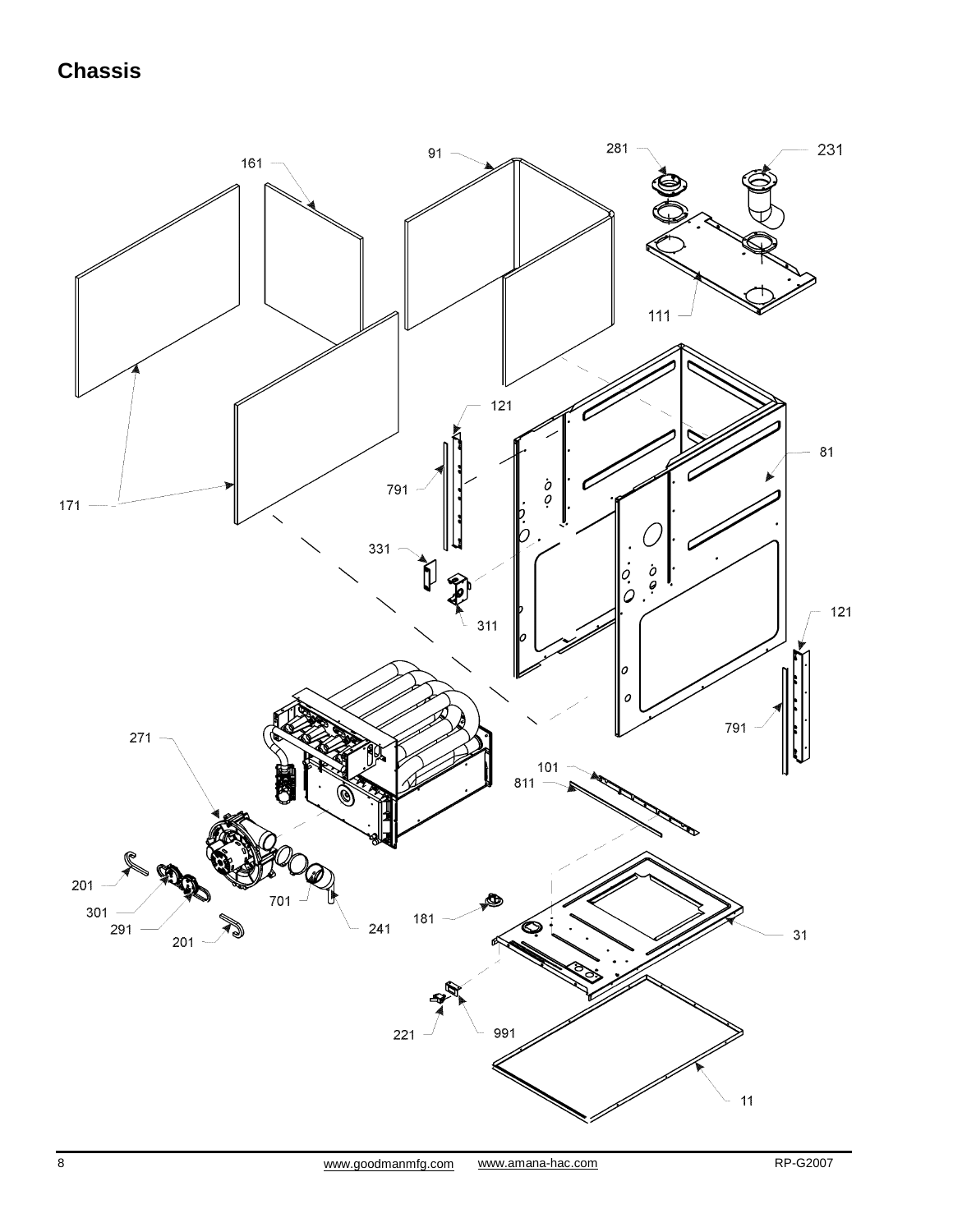## Chassis

161
91
281
231
111
121
81
791
171
331
311
121
271
791
101
811
201
301
291
201
701
241
181
31
221
991
11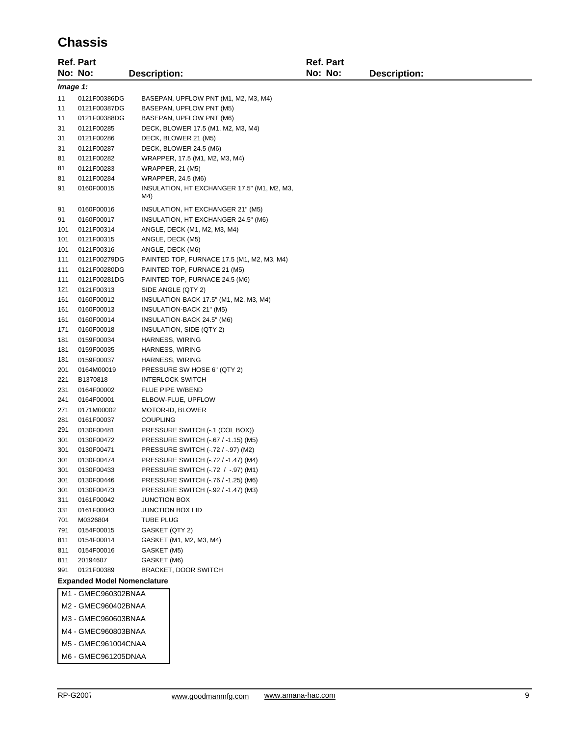# Chassis

| Ref. No: | Part No: | Description: |
|---|---|---|
| ***Image 1:*** | | |
| 11 | 0121F00386DG | BASEPAN, UPFLOW PNT (M1, M2, M3, M4) |
| 11 | 0121F00387DG | BASEPAN, UPFLOW PNT (M5) |
| 11 | 0121F00388DG | BASEPAN, UPFLOW PNT (M6) |
| 31 | 0121F00285 | DECK, BLOWER 17.5 (M1, M2, M3, M4) |
| 31 | 0121F00286 | DECK, BLOWER 21 (M5) |
| 31 | 0121F00287 | DECK, BLOWER 24.5 (M6) |
| 81 | 0121F00282 | WRAPPER, 17.5 (M1, M2, M3, M4) |
| 81 | 0121F00283 | WRAPPER, 21 (M5) |
| 81 | 0121F00284 | WRAPPER, 24.5 (M6) |
| 91 | 0160F00015 | INSULATION, HT EXCHANGER 17.5" (M1, M2, M3, M4) |
| 91 | 0160F00016 | INSULATION, HT EXCHANGER 21" (M5) |
| 91 | 0160F00017 | INSULATION, HT EXCHANGER 24.5" (M6) |
| 101 | 0121F00314 | ANGLE, DECK (M1, M2, M3, M4) |
| 101 | 0121F00315 | ANGLE, DECK (M5) |
| 101 | 0121F00316 | ANGLE, DECK (M6) |
| 111 | 0121F00279DG | PAINTED TOP, FURNACE 17.5 (M1, M2, M3, M4) |
| 111 | 0121F00280DG | PAINTED TOP, FURNACE 21 (M5) |
| 111 | 0121F00281DG | PAINTED TOP, FURNACE 24.5 (M6) |
| 121 | 0121F00313 | SIDE ANGLE (QTY 2) |
| 161 | 0160F00012 | INSULATION-BACK 17.5" (M1, M2, M3, M4) |
| 161 | 0160F00013 | INSULATION-BACK 21" (M5) |
| 161 | 0160F00014 | INSULATION-BACK 24.5" (M6) |
| 171 | 0160F00018 | INSULATION, SIDE (QTY 2) |
| 181 | 0159F00034 | HARNESS, WIRING |
| 181 | 0159F00035 | HARNESS, WIRING |
| 181 | 0159F00037 | HARNESS, WIRING |
| 201 | 0164M00019 | PRESSURE SW HOSE 6" (QTY 2) |
| 221 | B1370818 | INTERLOCK SWITCH |
| 231 | 0164F00002 | FLUE PIPE W/BEND |
| 241 | 0164F00001 | ELBOW-FLUE, UPFLOW |
| 271 | 0171M00002 | MOTOR-ID, BLOWER |
| 281 | 0161F00037 | COUPLING |
| 291 | 0130F00481 | PRESSURE SWITCH (-.1 (COL BOX)) |
| 301 | 0130F00472 | PRESSURE SWITCH (-.67 / -1.15) (M5) |
| 301 | 0130F00471 | PRESSURE SWITCH (-.72 / -.97) (M2) |
| 301 | 0130F00474 | PRESSURE SWITCH (-.72 / -1.47) (M4) |
| 301 | 0130F00433 | PRESSURE SWITCH (-.72 / -.97) (M1) |
| 301 | 0130F00446 | PRESSURE SWITCH (-.76 / -1.25) (M6) |
| 301 | 0130F00473 | PRESSURE SWITCH (-.92 / -1.47) (M3) |
| 311 | 0161F00042 | JUNCTION BOX |
| 331 | 0161F00043 | JUNCTION BOX LID |
| 701 | M0326804 | TUBE PLUG |
| 791 | 0154F00015 | GASKET (QTY 2) |
| 811 | 0154F00014 | GASKET (M1, M2, M3, M4) |
| 811 | 0154F00016 | GASKET (M5) |
| 811 | 20194607 | GASKET (M6) |
| 991 | 0121F00389 | BRACKET, DOOR SWITCH |

**Expanded Model Nomenclature**

| |
|---|
| M1 - GMEC960302BNAA |
| M2 - GMEC960402BNAA |
| M3 - GMEC960603BNAA |
| M4 - GMEC960803BNAA |
| M5 - GMEC961004CNAA |
| M6 - GMEC961205DNAA |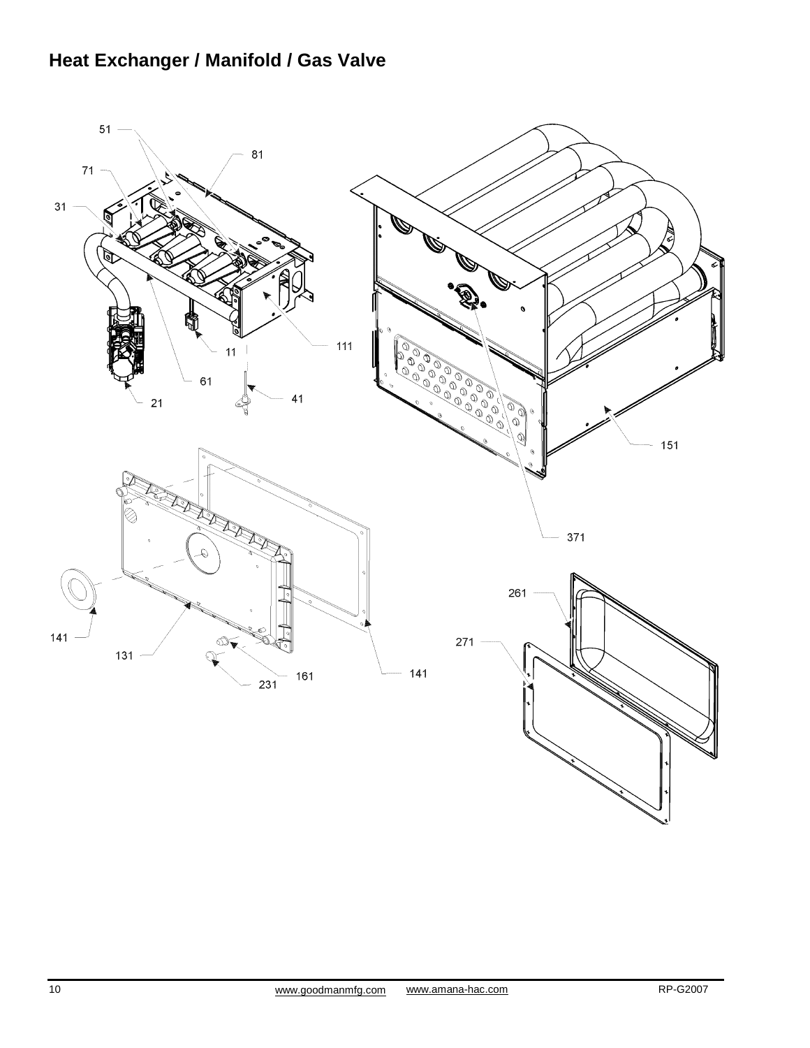## Heat Exchanger / Manifold / Gas Valve

51
81
71
31
111
11
61
41
21
151
371
261
271
141
131
161
231
141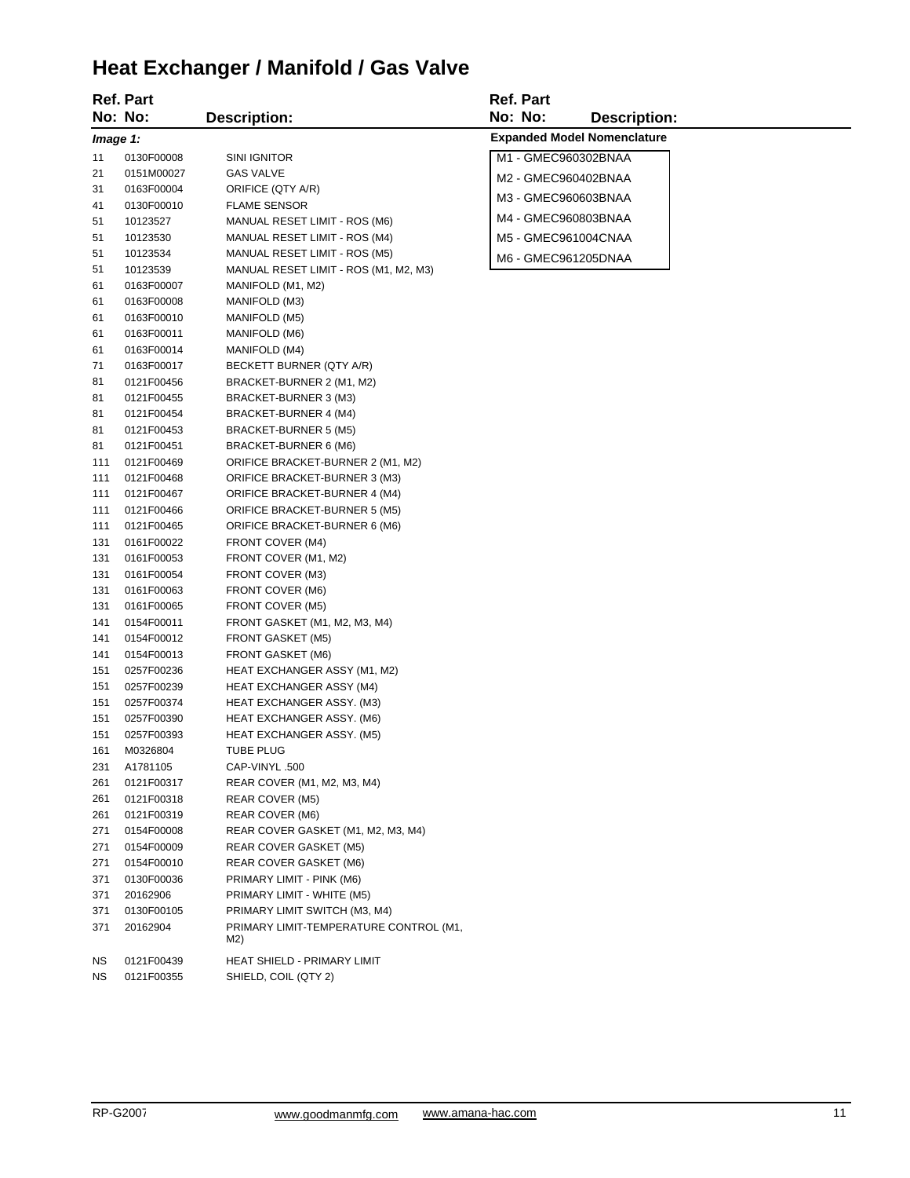# Heat Exchanger / Manifold / Gas Valve

| Ref. No: | Part No: | Description: |
|---|---|---|
| *Image 1:* | | |
| 11 | 0130F00008 | SINI IGNITOR |
| 21 | 0151M00027 | GAS VALVE |
| 31 | 0163F00004 | ORIFICE (QTY A/R) |
| 41 | 0130F00010 | FLAME SENSOR |
| 51 | 10123527 | MANUAL RESET LIMIT - ROS (M6) |
| 51 | 10123530 | MANUAL RESET LIMIT - ROS (M4) |
| 51 | 10123534 | MANUAL RESET LIMIT - ROS (M5) |
| 51 | 10123539 | MANUAL RESET LIMIT - ROS (M1, M2, M3) |
| 61 | 0163F00007 | MANIFOLD (M1, M2) |
| 61 | 0163F00008 | MANIFOLD (M3) |
| 61 | 0163F00010 | MANIFOLD (M5) |
| 61 | 0163F00011 | MANIFOLD (M6) |
| 61 | 0163F00014 | MANIFOLD (M4) |
| 71 | 0163F00017 | BECKETT BURNER (QTY A/R) |
| 81 | 0121F00456 | BRACKET-BURNER 2 (M1, M2) |
| 81 | 0121F00455 | BRACKET-BURNER 3 (M3) |
| 81 | 0121F00454 | BRACKET-BURNER 4 (M4) |
| 81 | 0121F00453 | BRACKET-BURNER 5 (M5) |
| 81 | 0121F00451 | BRACKET-BURNER 6 (M6) |
| 111 | 0121F00469 | ORIFICE BRACKET-BURNER 2 (M1, M2) |
| 111 | 0121F00468 | ORIFICE BRACKET-BURNER 3 (M3) |
| 111 | 0121F00467 | ORIFICE BRACKET-BURNER 4 (M4) |
| 111 | 0121F00466 | ORIFICE BRACKET-BURNER 5 (M5) |
| 111 | 0121F00465 | ORIFICE BRACKET-BURNER 6 (M6) |
| 131 | 0161F00022 | FRONT COVER (M4) |
| 131 | 0161F00053 | FRONT COVER (M1, M2) |
| 131 | 0161F00054 | FRONT COVER (M3) |
| 131 | 0161F00063 | FRONT COVER (M6) |
| 131 | 0161F00065 | FRONT COVER (M5) |
| 141 | 0154F00011 | FRONT GASKET (M1, M2, M3, M4) |
| 141 | 0154F00012 | FRONT GASKET (M5) |
| 141 | 0154F00013 | FRONT GASKET (M6) |
| 151 | 0257F00236 | HEAT EXCHANGER ASSY (M1, M2) |
| 151 | 0257F00239 | HEAT EXCHANGER ASSY (M4) |
| 151 | 0257F00374 | HEAT EXCHANGER ASSY. (M3) |
| 151 | 0257F00390 | HEAT EXCHANGER ASSY. (M6) |
| 151 | 0257F00393 | HEAT EXCHANGER ASSY. (M5) |
| 161 | M0326804 | TUBE PLUG |
| 231 | A1781105 | CAP-VINYL .500 |
| 261 | 0121F00317 | REAR COVER (M1, M2, M3, M4) |
| 261 | 0121F00318 | REAR COVER (M5) |
| 261 | 0121F00319 | REAR COVER (M6) |
| 271 | 0154F00008 | REAR COVER GASKET (M1, M2, M3, M4) |
| 271 | 0154F00009 | REAR COVER GASKET (M5) |
| 271 | 0154F00010 | REAR COVER GASKET (M6) |
| 371 | 0130F00036 | PRIMARY LIMIT - PINK (M6) |
| 371 | 20162906 | PRIMARY LIMIT - WHITE (M5) |
| 371 | 0130F00105 | PRIMARY LIMIT SWITCH (M3, M4) |
| 371 | 20162904 | PRIMARY LIMIT-TEMPERATURE CONTROL (M1, M2) |
| NS | 0121F00439 | HEAT SHIELD - PRIMARY LIMIT |
| NS | 0121F00355 | SHIELD, COIL (QTY 2) |

**Expanded Model Nomenclature**

- M1 - GMEC960302BNAA
- M2 - GMEC960402BNAA
- M3 - GMEC960603BNAA
- M4 - GMEC960803BNAA
- M5 - GMEC961004CNAA
- M6 - GMEC961205DNAA